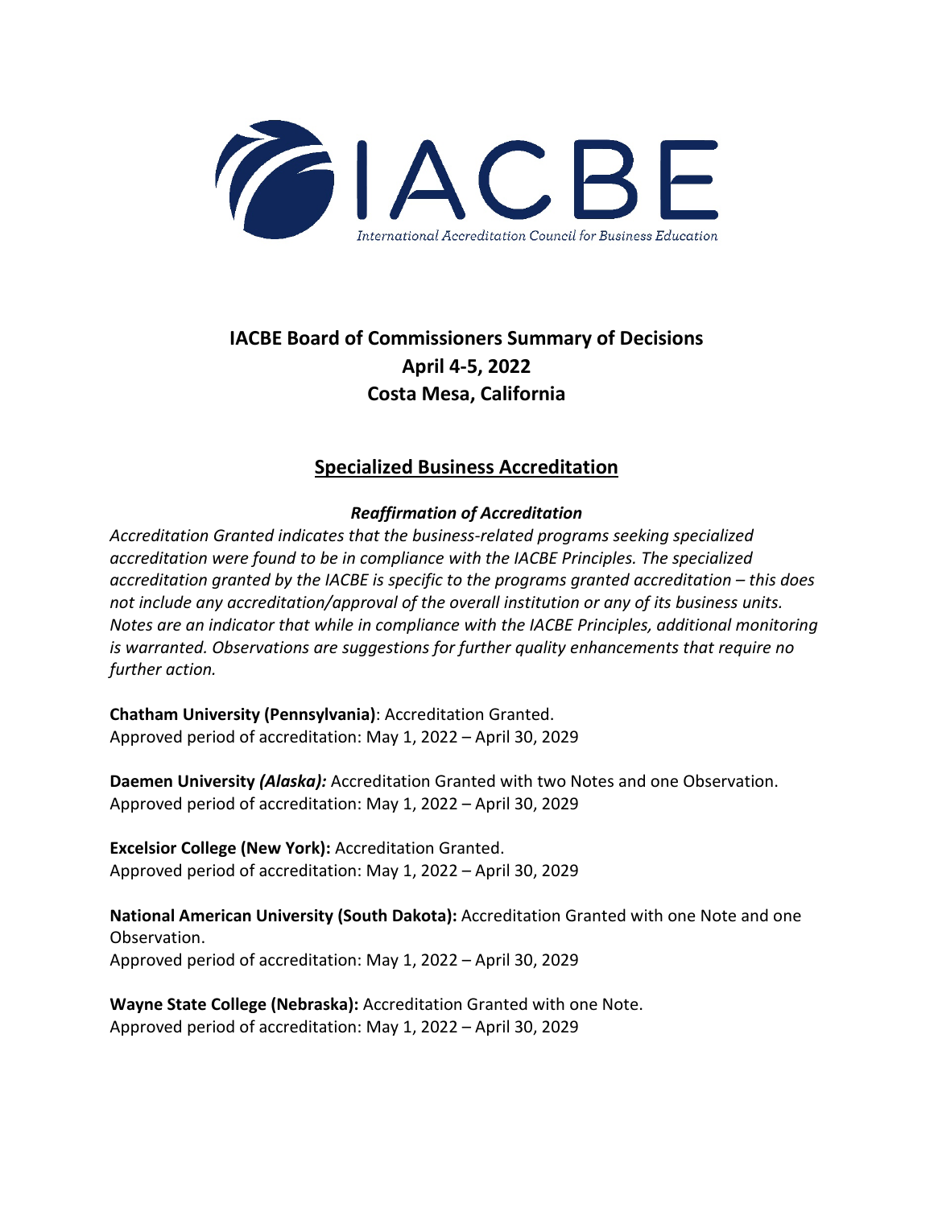# IACBE Board of Commissioners Summary of Decisions
## April 4-5, 2022
## Costa Mesa, California

## Specialized Business Accreditation

### *Reaffirmation of Accreditation*

*Accreditation Granted indicates that the business-related programs seeking specialized accreditation were found to be in compliance with the IACBE Principles. The specialized accreditation granted by the IACBE is specific to the programs granted accreditation – this does not include any accreditation/approval of the overall institution or any of its business units. Notes are an indicator that while in compliance with the IACBE Principles, additional monitoring is warranted. Observations are suggestions for further quality enhancements that require no further action.*

**Chatham University (Pennsylvania)**: Accreditation Granted.
Approved period of accreditation: May 1, 2022 – April 30, 2029

**Daemen University *(Alaska):*** Accreditation Granted with two Notes and one Observation.
Approved period of accreditation: May 1, 2022 – April 30, 2029

**Excelsior College (New York):** Accreditation Granted.
Approved period of accreditation: May 1, 2022 – April 30, 2029

**National American University (South Dakota):** Accreditation Granted with one Note and one Observation.
Approved period of accreditation: May 1, 2022 – April 30, 2029

**Wayne State College (Nebraska):** Accreditation Granted with one Note.
Approved period of accreditation: May 1, 2022 – April 30, 2029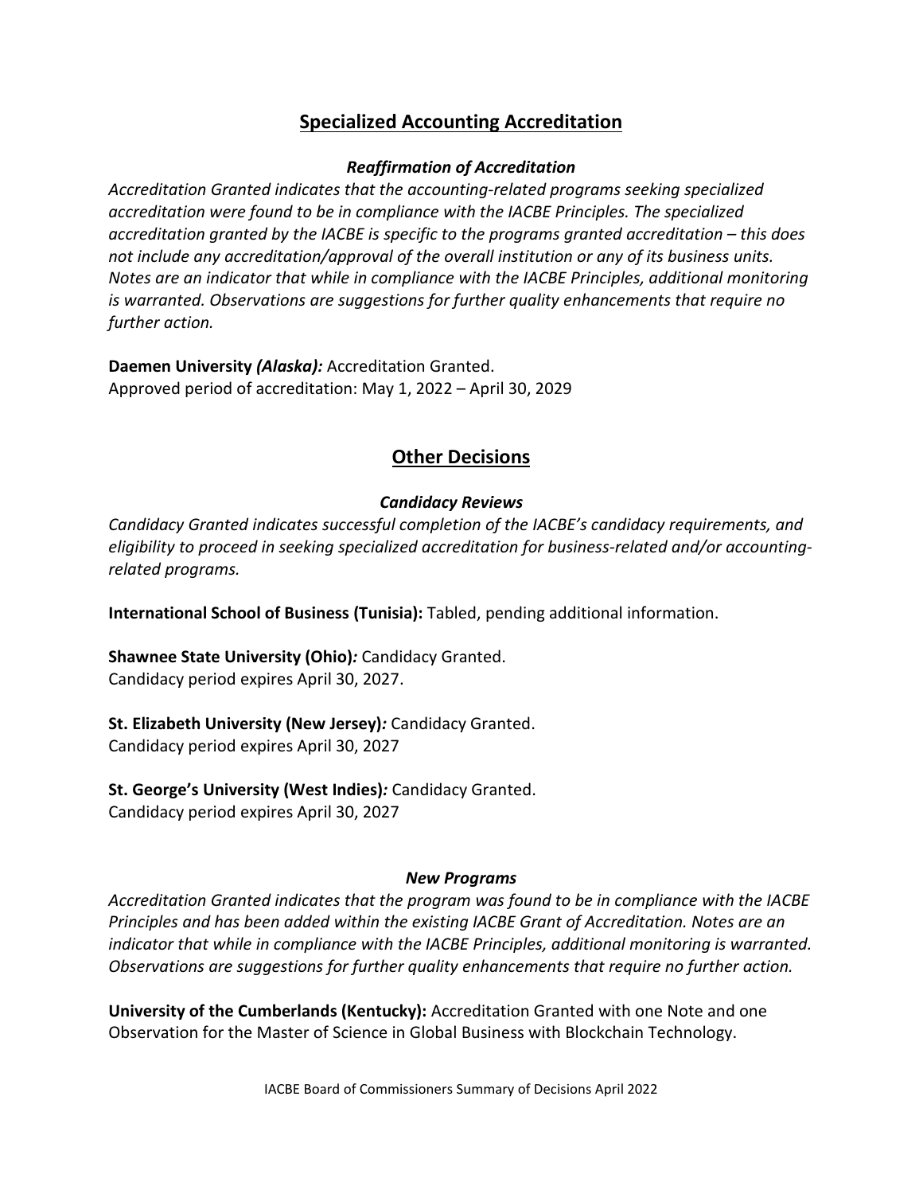## Specialized Accounting Accreditation

### *Reaffirmation of Accreditation*

*Accreditation Granted indicates that the accounting-related programs seeking specialized accreditation were found to be in compliance with the IACBE Principles. The specialized accreditation granted by the IACBE is specific to the programs granted accreditation – this does not include any accreditation/approval of the overall institution or any of its business units. Notes are an indicator that while in compliance with the IACBE Principles, additional monitoring is warranted. Observations are suggestions for further quality enhancements that require no further action.*

**Daemen University *(Alaska):*** Accreditation Granted.
Approved period of accreditation: May 1, 2022 – April 30, 2029

## Other Decisions

### *Candidacy Reviews*

*Candidacy Granted indicates successful completion of the IACBE's candidacy requirements, and eligibility to proceed in seeking specialized accreditation for business-related and/or accounting-related programs.*

**International School of Business (Tunisia):** Tabled, pending additional information.

**Shawnee State University (Ohio)*:*** Candidacy Granted.
Candidacy period expires April 30, 2027.

**St. Elizabeth University (New Jersey)*:*** Candidacy Granted.
Candidacy period expires April 30, 2027

**St. George's University (West Indies)*:*** Candidacy Granted.
Candidacy period expires April 30, 2027

### *New Programs*

*Accreditation Granted indicates that the program was found to be in compliance with the IACBE Principles and has been added within the existing IACBE Grant of Accreditation. Notes are an indicator that while in compliance with the IACBE Principles, additional monitoring is warranted. Observations are suggestions for further quality enhancements that require no further action.*

**University of the Cumberlands (Kentucky):** Accreditation Granted with one Note and one Observation for the Master of Science in Global Business with Blockchain Technology.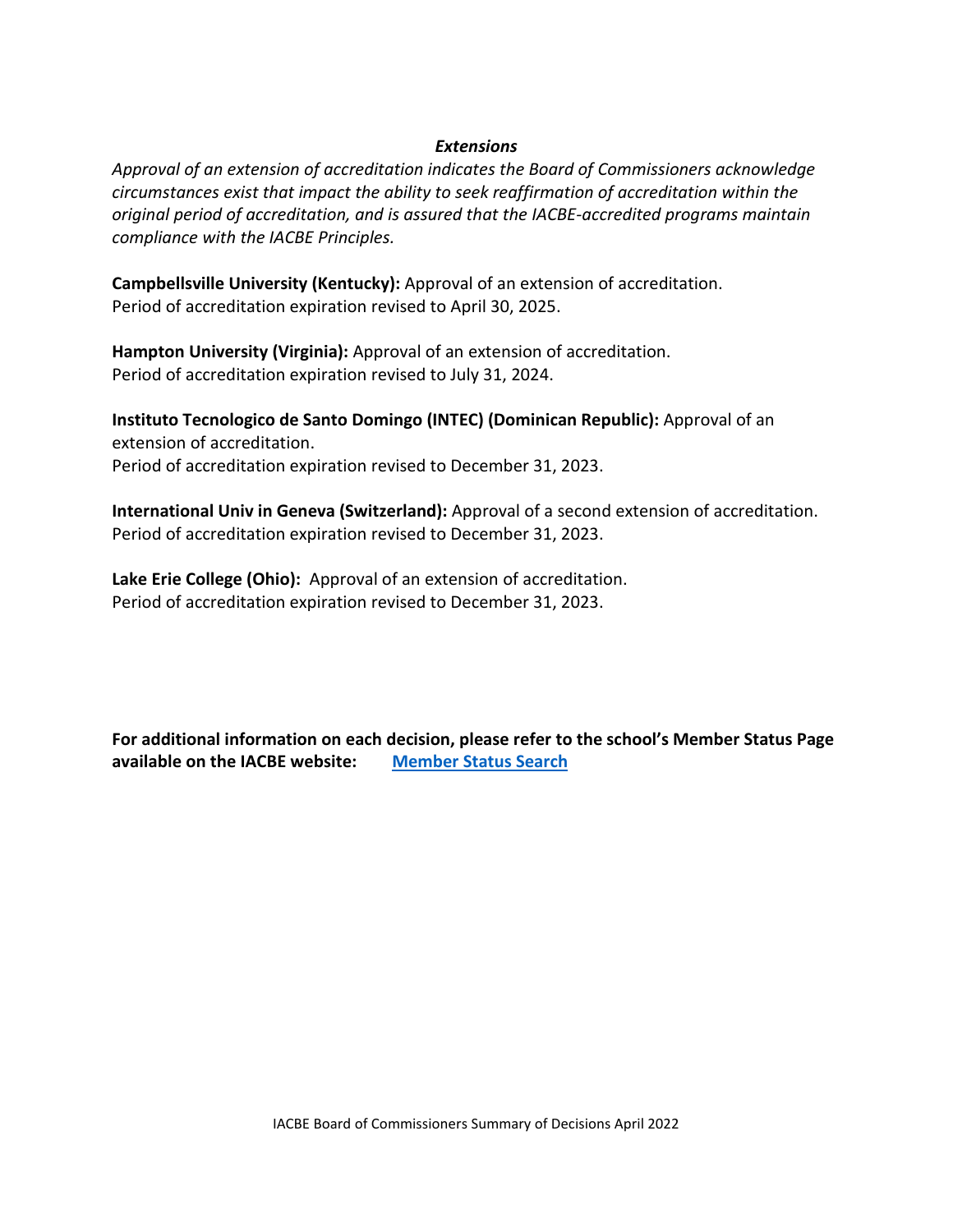***Extensions***

*Approval of an extension of accreditation indicates the Board of Commissioners acknowledge circumstances exist that impact the ability to seek reaffirmation of accreditation within the original period of accreditation, and is assured that the IACBE-accredited programs maintain compliance with the IACBE Principles.*

**Campbellsville University (Kentucky):** Approval of an extension of accreditation.
Period of accreditation expiration revised to April 30, 2025.

**Hampton University (Virginia):** Approval of an extension of accreditation.
Period of accreditation expiration revised to July 31, 2024.

**Instituto Tecnologico de Santo Domingo (INTEC) (Dominican Republic):** Approval of an extension of accreditation.
Period of accreditation expiration revised to December 31, 2023.

**International Univ in Geneva (Switzerland):** Approval of a second extension of accreditation.
Period of accreditation expiration revised to December 31, 2023.

**Lake Erie College (Ohio):** Approval of an extension of accreditation.
Period of accreditation expiration revised to December 31, 2023.

**For additional information on each decision, please refer to the school's Member Status Page available on the IACBE website: [Member Status Search]**